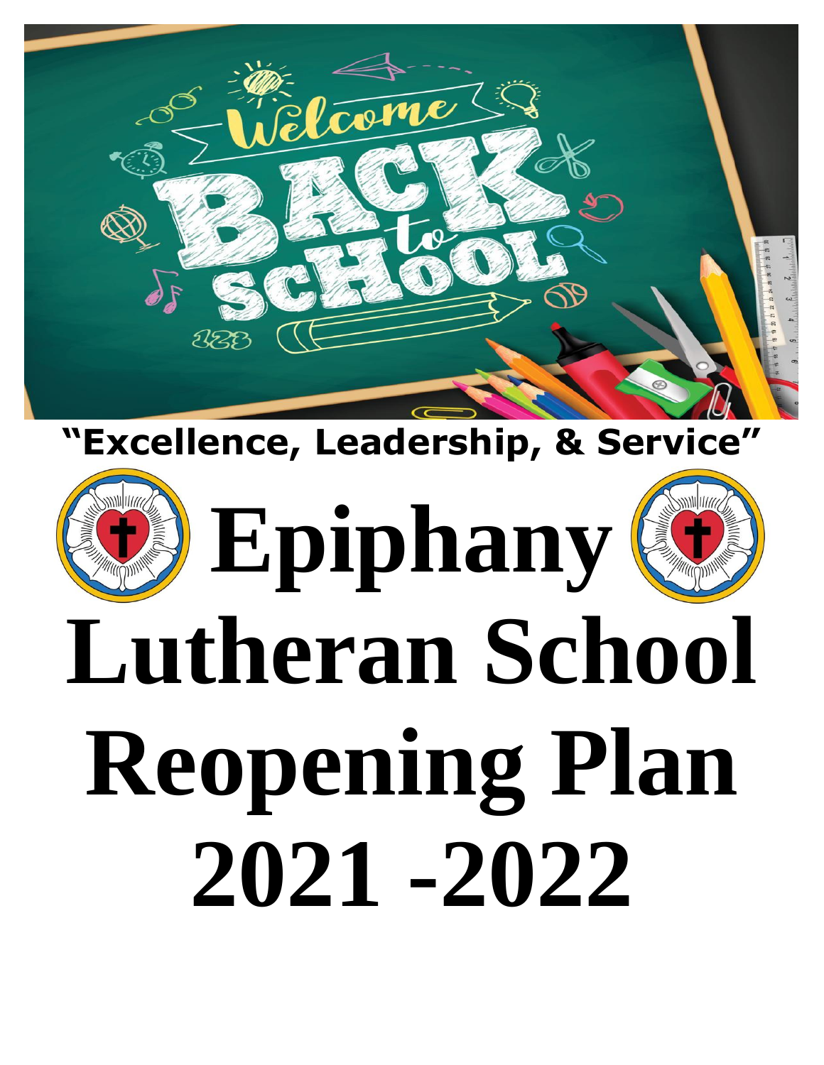**"Excellence, Leadership, & Service"**

# Epiphany Lutheran School Reopening Plan 2021 -2022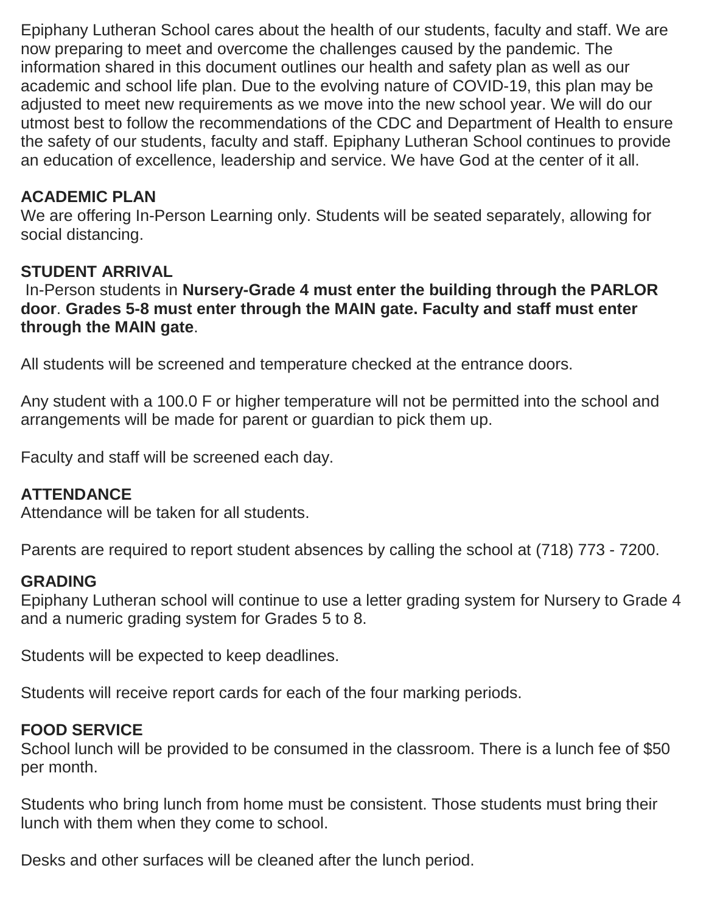Epiphany Lutheran School cares about the health of our students, faculty and staff. We are now preparing to meet and overcome the challenges caused by the pandemic. The information shared in this document outlines our health and safety plan as well as our academic and school life plan. Due to the evolving nature of COVID-19, this plan may be adjusted to meet new requirements as we move into the new school year. We will do our utmost best to follow the recommendations of the CDC and Department of Health to ensure the safety of our students, faculty and staff. Epiphany Lutheran School continues to provide an education of excellence, leadership and service. We have God at the center of it all.

## ACADEMIC PLAN

We are offering In-Person Learning only. Students will be seated separately, allowing for social distancing.

## STUDENT ARRIVAL

In-Person students in **Nursery-Grade 4 must enter the building through the PARLOR door**. **Grades 5-8 must enter through the MAIN gate. Faculty and staff must enter through the MAIN gate**.

All students will be screened and temperature checked at the entrance doors.

Any student with a 100.0 F or higher temperature will not be permitted into the school and arrangements will be made for parent or guardian to pick them up.

Faculty and staff will be screened each day.

## ATTENDANCE

Attendance will be taken for all students.

Parents are required to report student absences by calling the school at (718) 773 - 7200.

## GRADING

Epiphany Lutheran school will continue to use a letter grading system for Nursery to Grade 4 and a numeric grading system for Grades 5 to 8.

Students will be expected to keep deadlines.

Students will receive report cards for each of the four marking periods.

## FOOD SERVICE

School lunch will be provided to be consumed in the classroom. There is a lunch fee of $50 per month.

Students who bring lunch from home must be consistent. Those students must bring their lunch with them when they come to school.

Desks and other surfaces will be cleaned after the lunch period.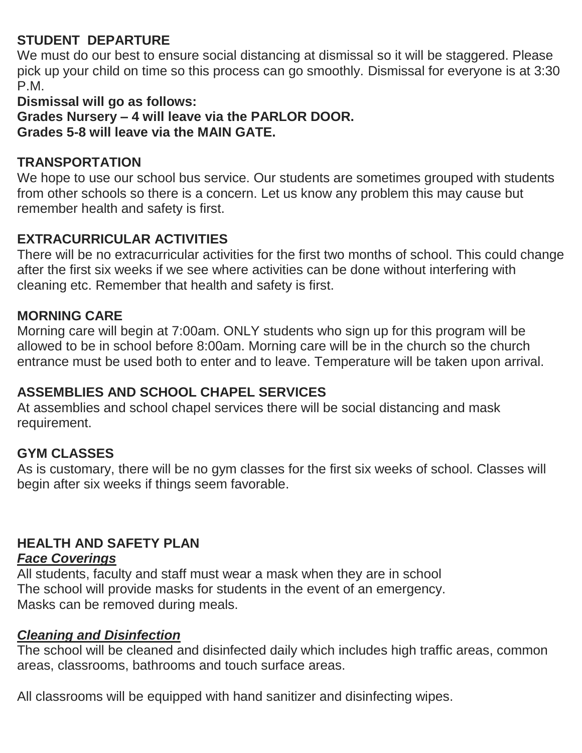## STUDENT DEPARTURE

We must do our best to ensure social distancing at dismissal so it will be staggered. Please pick up your child on time so this process can go smoothly. Dismissal for everyone is at 3:30 P.M.

**Dismissal will go as follows:**
**Grades Nursery – 4 will leave via the PARLOR DOOR.**
**Grades 5-8 will leave via the MAIN GATE.**

## TRANSPORTATION

We hope to use our school bus service. Our students are sometimes grouped with students from other schools so there is a concern. Let us know any problem this may cause but remember health and safety is first.

## EXTRACURRICULAR ACTIVITIES

There will be no extracurricular activities for the first two months of school. This could change after the first six weeks if we see where activities can be done without interfering with cleaning etc. Remember that health and safety is first.

## MORNING CARE

Morning care will begin at 7:00am. ONLY students who sign up for this program will be allowed to be in school before 8:00am. Morning care will be in the church so the church entrance must be used both to enter and to leave. Temperature will be taken upon arrival.

## ASSEMBLIES AND SCHOOL CHAPEL SERVICES

At assemblies and school chapel services there will be social distancing and mask requirement.

## GYM CLASSES

As is customary, there will be no gym classes for the first six weeks of school. Classes will begin after six weeks if things seem favorable.

## HEALTH AND SAFETY PLAN

### ***Face Coverings***

All students, faculty and staff must wear a mask when they are in school
The school will provide masks for students in the event of an emergency.
Masks can be removed during meals.

### ***Cleaning and Disinfection***

The school will be cleaned and disinfected daily which includes high traffic areas, common areas, classrooms, bathrooms and touch surface areas.

All classrooms will be equipped with hand sanitizer and disinfecting wipes.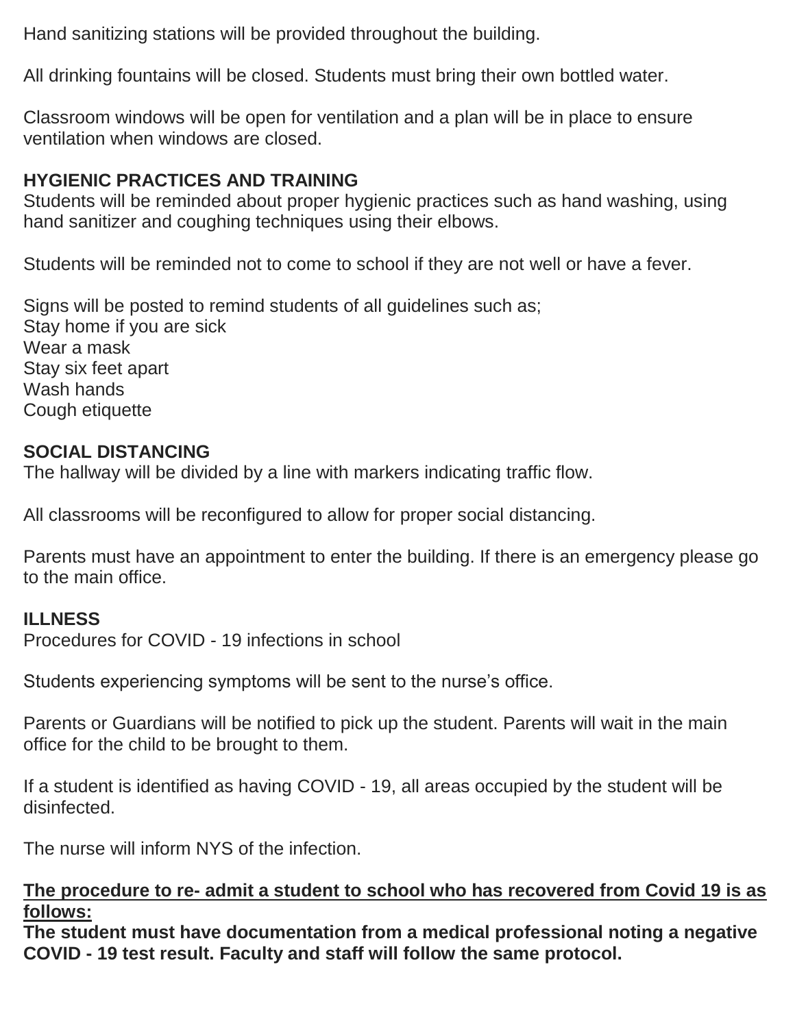Hand sanitizing stations will be provided throughout the building.

All drinking fountains will be closed. Students must bring their own bottled water.

Classroom windows will be open for ventilation and a plan will be in place to ensure ventilation when windows are closed.

**HYGIENIC PRACTICES AND TRAINING**

Students will be reminded about proper hygienic practices such as hand washing, using hand sanitizer and coughing techniques using their elbows.

Students will be reminded not to come to school if they are not well or have a fever.

Signs will be posted to remind students of all guidelines such as;
Stay home if you are sick
Wear a mask
Stay six feet apart
Wash hands
Cough etiquette

**SOCIAL DISTANCING**

The hallway will be divided by a line with markers indicating traffic flow.

All classrooms will be reconfigured to allow for proper social distancing.

Parents must have an appointment to enter the building. If there is an emergency please go to the main office.

**ILLNESS**

Procedures for COVID - 19 infections in school

Students experiencing symptoms will be sent to the nurse's office.

Parents or Guardians will be notified to pick up the student. Parents will wait in the main office for the child to be brought to them.

If a student is identified as having COVID - 19, all areas occupied by the student will be disinfected.

The nurse will inform NYS of the infection.

<u>**The procedure to re- admit a student to school who has recovered from Covid 19 is as follows:**</u>

**The student must have documentation from a medical professional noting a negative COVID - 19 test result. Faculty and staff will follow the same protocol.**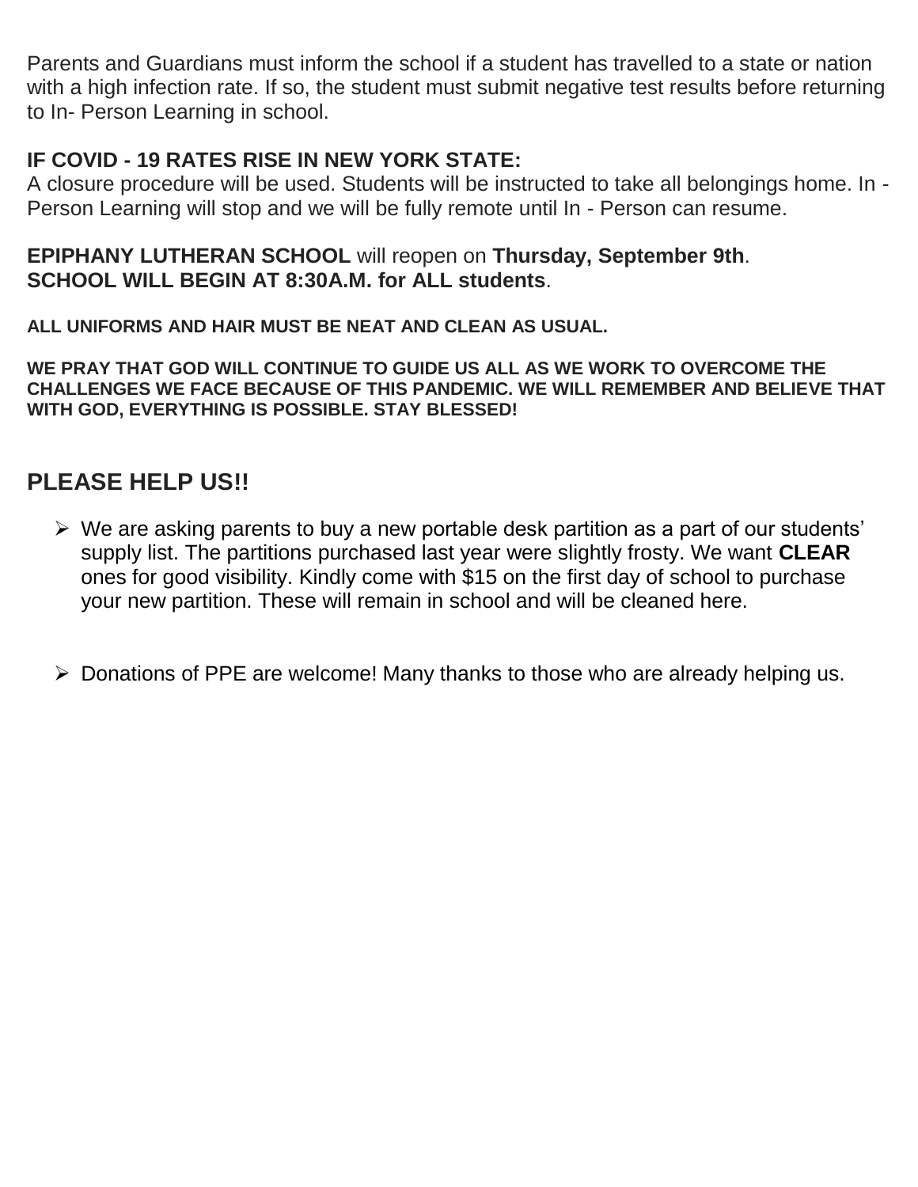Parents and Guardians must inform the school if a student has travelled to a state or nation with a high infection rate. If so, the student must submit negative test results before returning to In- Person Learning in school.

**IF COVID - 19 RATES RISE IN NEW YORK STATE:**
A closure procedure will be used. Students will be instructed to take all belongings home. In - Person Learning will stop and we will be fully remote until In - Person can resume.

**EPIPHANY LUTHERAN SCHOOL** will reopen on **Thursday, September 9th**.
**SCHOOL WILL BEGIN AT 8:30A.M. for ALL students**.

**ALL UNIFORMS AND HAIR MUST BE NEAT AND CLEAN AS USUAL.**

**WE PRAY THAT GOD WILL CONTINUE TO GUIDE US ALL AS WE WORK TO OVERCOME THE CHALLENGES WE FACE BECAUSE OF THIS PANDEMIC. WE WILL REMEMBER AND BELIEVE THAT WITH GOD, EVERYTHING IS POSSIBLE. STAY BLESSED!**

## PLEASE HELP US!!

- We are asking parents to buy a new portable desk partition as a part of our students' supply list. The partitions purchased last year were slightly frosty. We want **CLEAR** ones for good visibility. Kindly come with $15 on the first day of school to purchase your new partition. These will remain in school and will be cleaned here.

- Donations of PPE are welcome! Many thanks to those who are already helping us.